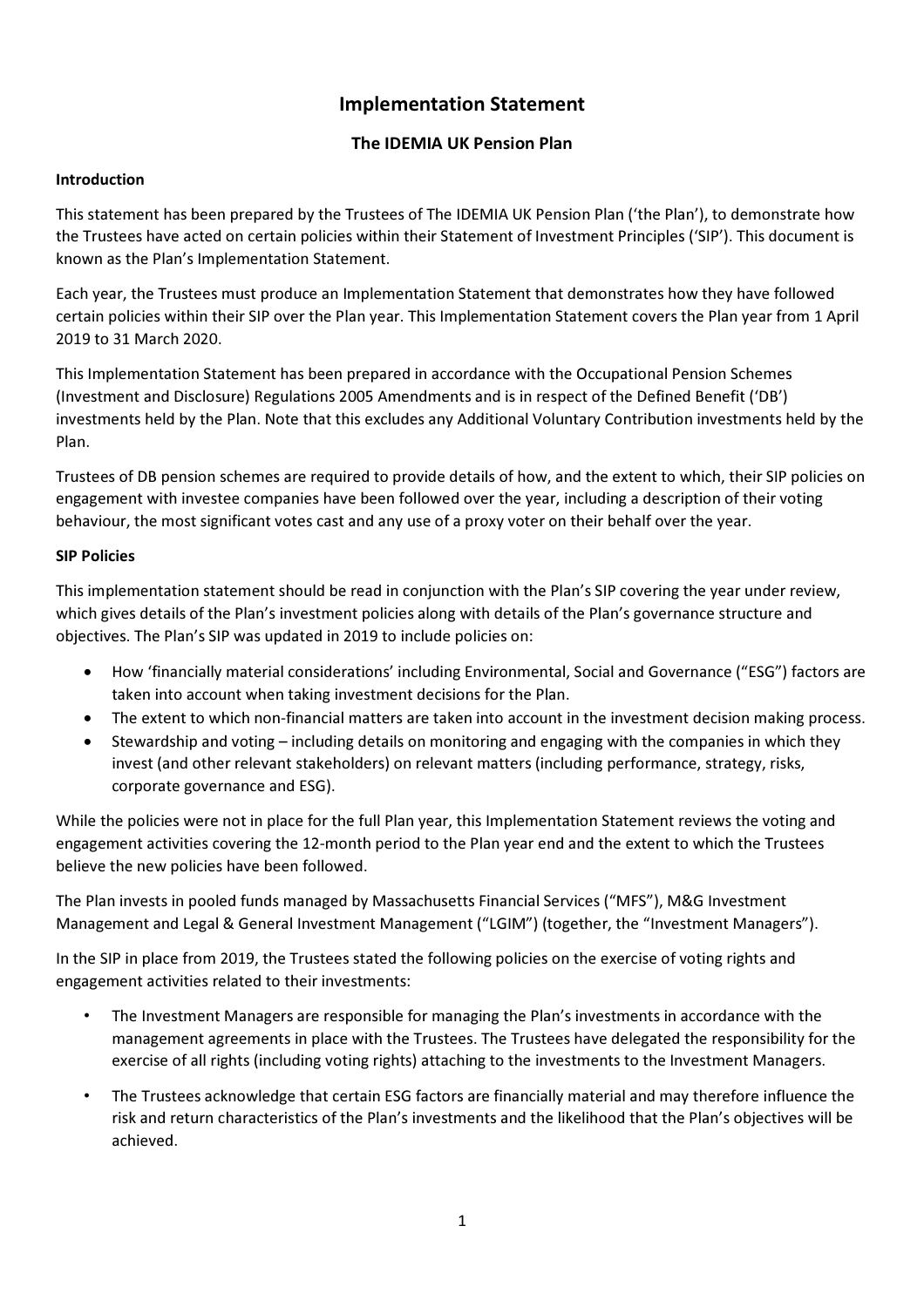# Implementation Statement

## The IDEMIA UK Pension Plan

### Introduction

This statement has been prepared by the Trustees of The IDEMIA UK Pension Plan ('the Plan'), to demonstrate how the Trustees have acted on certain policies within their Statement of Investment Principles ('SIP'). This document is known as the Plan's Implementation Statement.

Each year, the Trustees must produce an Implementation Statement that demonstrates how they have followed certain policies within their SIP over the Plan year. This Implementation Statement covers the Plan year from 1 April 2019 to 31 March 2020.

This Implementation Statement has been prepared in accordance with the Occupational Pension Schemes (Investment and Disclosure) Regulations 2005 Amendments and is in respect of the Defined Benefit ('DB') investments held by the Plan. Note that this excludes any Additional Voluntary Contribution investments held by the Plan.

Trustees of DB pension schemes are required to provide details of how, and the extent to which, their SIP policies on engagement with investee companies have been followed over the year, including a description of their voting behaviour, the most significant votes cast and any use of a proxy voter on their behalf over the year.

### SIP Policies

This implementation statement should be read in conjunction with the Plan's SIP covering the year under review, which gives details of the Plan's investment policies along with details of the Plan's governance structure and objectives. The Plan's SIP was updated in 2019 to include policies on:

- How 'financially material considerations' including Environmental, Social and Governance ("ESG") factors are taken into account when taking investment decisions for the Plan.
- The extent to which non-financial matters are taken into account in the investment decision making process.
- Stewardship and voting – including details on monitoring and engaging with the companies in which they invest (and other relevant stakeholders) on relevant matters (including performance, strategy, risks, corporate governance and ESG).

While the policies were not in place for the full Plan year, this Implementation Statement reviews the voting and engagement activities covering the 12-month period to the Plan year end and the extent to which the Trustees believe the new policies have been followed.

The Plan invests in pooled funds managed by Massachusetts Financial Services ("MFS"), M&G Investment Management and Legal & General Investment Management ("LGIM") (together, the "Investment Managers").

In the SIP in place from 2019, the Trustees stated the following policies on the exercise of voting rights and engagement activities related to their investments:

- The Investment Managers are responsible for managing the Plan's investments in accordance with the management agreements in place with the Trustees. The Trustees have delegated the responsibility for the exercise of all rights (including voting rights) attaching to the investments to the Investment Managers.
- The Trustees acknowledge that certain ESG factors are financially material and may therefore influence the risk and return characteristics of the Plan's investments and the likelihood that the Plan's objectives will be achieved.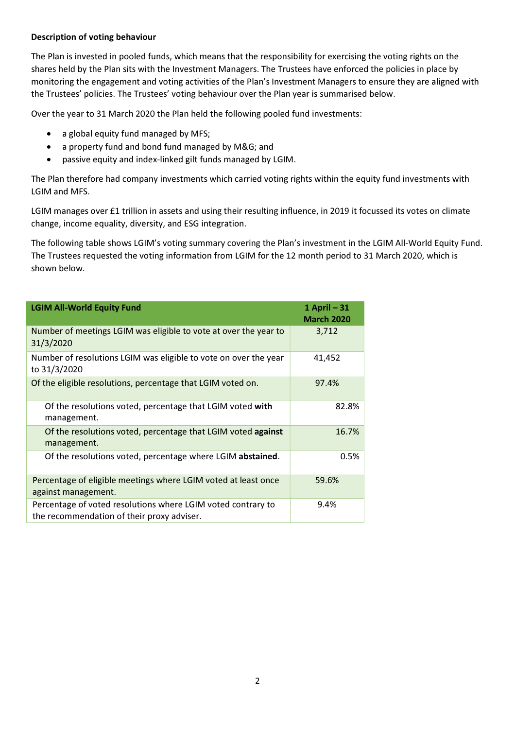**Description of voting behaviour**

The Plan is invested in pooled funds, which means that the responsibility for exercising the voting rights on the shares held by the Plan sits with the Investment Managers. The Trustees have enforced the policies in place by monitoring the engagement and voting activities of the Plan's Investment Managers to ensure they are aligned with the Trustees' policies. The Trustees' voting behaviour over the Plan year is summarised below.

Over the year to 31 March 2020 the Plan held the following pooled fund investments:

- a global equity fund managed by MFS;
- a property fund and bond fund managed by M&G; and
- passive equity and index-linked gilt funds managed by LGIM.

The Plan therefore had company investments which carried voting rights within the equity fund investments with LGIM and MFS.

LGIM manages over £1 trillion in assets and using their resulting influence, in 2019 it focussed its votes on climate change, income equality, diversity, and ESG integration.

The following table shows LGIM's voting summary covering the Plan's investment in the LGIM All-World Equity Fund. The Trustees requested the voting information from LGIM for the 12 month period to 31 March 2020, which is shown below.

| LGIM All-World Equity Fund | 1 April – 31 March 2020 |
|---|---|
| Number of meetings LGIM was eligible to vote at over the year to 31/3/2020 | 3,712 |
| Number of resolutions LGIM was eligible to vote on over the year to 31/3/2020 | 41,452 |
| Of the eligible resolutions, percentage that LGIM voted on. | 97.4% |
| Of the resolutions voted, percentage that LGIM voted **with** management. | 82.8% |
| Of the resolutions voted, percentage that LGIM voted **against** management. | 16.7% |
| Of the resolutions voted, percentage where LGIM **abstained**. | 0.5% |
| Percentage of eligible meetings where LGIM voted at least once against management. | 59.6% |
| Percentage of voted resolutions where LGIM voted contrary to the recommendation of their proxy adviser. | 9.4% |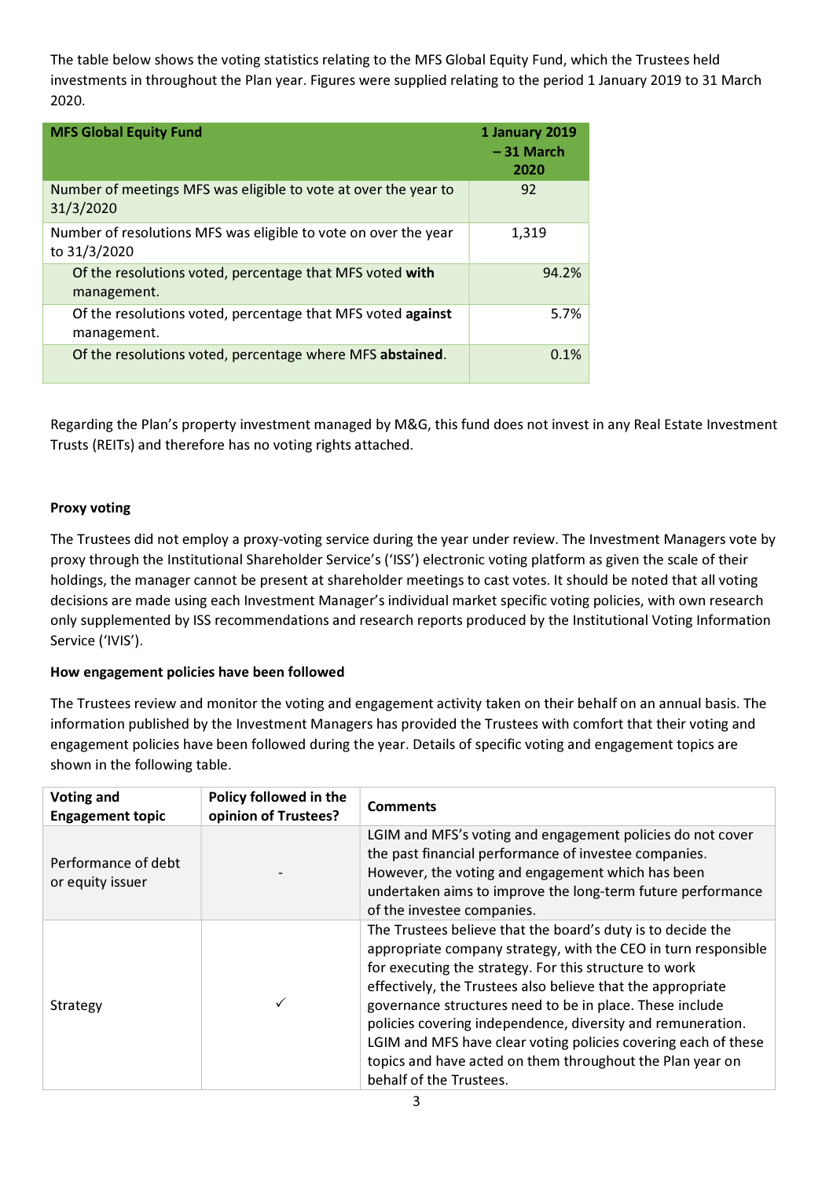The table below shows the voting statistics relating to the MFS Global Equity Fund, which the Trustees held investments in throughout the Plan year. Figures were supplied relating to the period 1 January 2019 to 31 March 2020.

| MFS Global Equity Fund | 1 January 2019 – 31 March 2020 |
|---|---|
| Number of meetings MFS was eligible to vote at over the year to 31/3/2020 | 92 |
| Number of resolutions MFS was eligible to vote on over the year to 31/3/2020 | 1,319 |
| Of the resolutions voted, percentage that MFS voted **with** management. | 94.2% |
| Of the resolutions voted, percentage that MFS voted **against** management. | 5.7% |
| Of the resolutions voted, percentage where MFS **abstained**. | 0.1% |

Regarding the Plan's property investment managed by M&G, this fund does not invest in any Real Estate Investment Trusts (REITs) and therefore has no voting rights attached.

**Proxy voting**

The Trustees did not employ a proxy-voting service during the year under review. The Investment Managers vote by proxy through the Institutional Shareholder Service's ('ISS') electronic voting platform as given the scale of their holdings, the manager cannot be present at shareholder meetings to cast votes. It should be noted that all voting decisions are made using each Investment Manager's individual market specific voting policies, with own research only supplemented by ISS recommendations and research reports produced by the Institutional Voting Information Service ('IVIS').

**How engagement policies have been followed**

The Trustees review and monitor the voting and engagement activity taken on their behalf on an annual basis. The information published by the Investment Managers has provided the Trustees with comfort that their voting and engagement policies have been followed during the year. Details of specific voting and engagement topics are shown in the following table.

| Voting and Engagement topic | Policy followed in the opinion of Trustees? | Comments |
|---|---|---|
| Performance of debt or equity issuer | - | LGIM and MFS's voting and engagement policies do not cover the past financial performance of investee companies. However, the voting and engagement which has been undertaken aims to improve the long-term future performance of the investee companies. |
| Strategy | ✓ | The Trustees believe that the board's duty is to decide the appropriate company strategy, with the CEO in turn responsible for executing the strategy. For this structure to work effectively, the Trustees also believe that the appropriate governance structures need to be in place. These include policies covering independence, diversity and remuneration. LGIM and MFS have clear voting policies covering each of these topics and have acted on them throughout the Plan year on behalf of the Trustees. |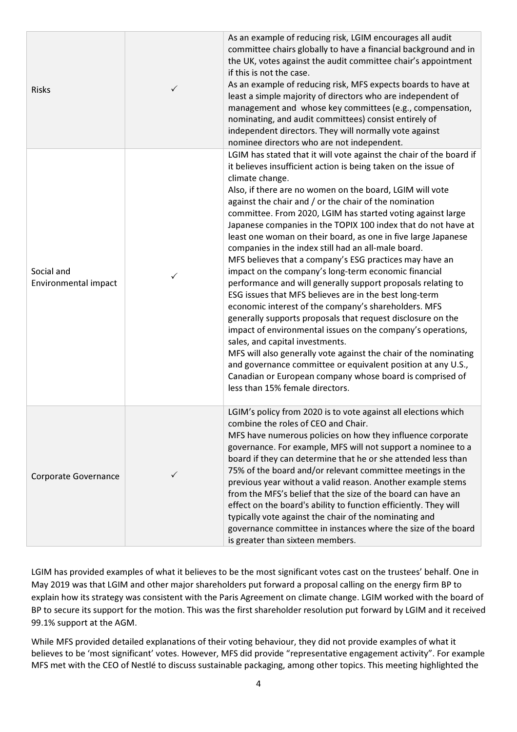| | | |
|---|---|---|
| Risks | ✓ | As an example of reducing risk, LGIM encourages all audit committee chairs globally to have a financial background and in the UK, votes against the audit committee chair's appointment if this is not the case.<br>As an example of reducing risk, MFS expects boards to have at least a simple majority of directors who are independent of management and whose key committees (e.g., compensation, nominating, and audit committees) consist entirely of independent directors. They will normally vote against nominee directors who are not independent. |
| Social and Environmental impact | ✓ | LGIM has stated that it will vote against the chair of the board if it believes insufficient action is being taken on the issue of climate change.<br>Also, if there are no women on the board, LGIM will vote against the chair and / or the chair of the nomination committee. From 2020, LGIM has started voting against large Japanese companies in the TOPIX 100 index that do not have at least one woman on their board, as one in five large Japanese companies in the index still had an all-male board.<br>MFS believes that a company's ESG practices may have an impact on the company's long-term economic financial performance and will generally support proposals relating to ESG issues that MFS believes are in the best long-term economic interest of the company's shareholders. MFS generally supports proposals that request disclosure on the impact of environmental issues on the company's operations, sales, and capital investments.<br>MFS will also generally vote against the chair of the nominating and governance committee or equivalent position at any U.S., Canadian or European company whose board is comprised of less than 15% female directors. |
| Corporate Governance | ✓ | LGIM's policy from 2020 is to vote against all elections which combine the roles of CEO and Chair.<br>MFS have numerous policies on how they influence corporate governance. For example, MFS will not support a nominee to a board if they can determine that he or she attended less than 75% of the board and/or relevant committee meetings in the previous year without a valid reason. Another example stems from the MFS's belief that the size of the board can have an effect on the board's ability to function efficiently. They will typically vote against the chair of the nominating and governance committee in instances where the size of the board is greater than sixteen members. |

LGIM has provided examples of what it believes to be the most significant votes cast on the trustees' behalf. One in May 2019 was that LGIM and other major shareholders put forward a proposal calling on the energy firm BP to explain how its strategy was consistent with the Paris Agreement on climate change. LGIM worked with the board of BP to secure its support for the motion. This was the first shareholder resolution put forward by LGIM and it received 99.1% support at the AGM.

While MFS provided detailed explanations of their voting behaviour, they did not provide examples of what it believes to be 'most significant' votes. However, MFS did provide "representative engagement activity". For example MFS met with the CEO of Nestlé to discuss sustainable packaging, among other topics. This meeting highlighted the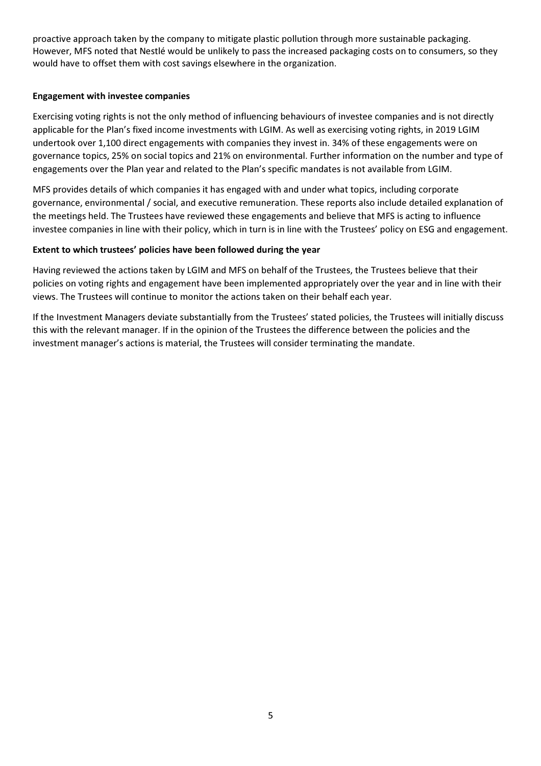proactive approach taken by the company to mitigate plastic pollution through more sustainable packaging. However, MFS noted that Nestlé would be unlikely to pass the increased packaging costs on to consumers, so they would have to offset them with cost savings elsewhere in the organization.

**Engagement with investee companies**

Exercising voting rights is not the only method of influencing behaviours of investee companies and is not directly applicable for the Plan's fixed income investments with LGIM. As well as exercising voting rights, in 2019 LGIM undertook over 1,100 direct engagements with companies they invest in. 34% of these engagements were on governance topics, 25% on social topics and 21% on environmental. Further information on the number and type of engagements over the Plan year and related to the Plan's specific mandates is not available from LGIM.

MFS provides details of which companies it has engaged with and under what topics, including corporate governance, environmental / social, and executive remuneration. These reports also include detailed explanation of the meetings held. The Trustees have reviewed these engagements and believe that MFS is acting to influence investee companies in line with their policy, which in turn is in line with the Trustees' policy on ESG and engagement.

**Extent to which trustees' policies have been followed during the year**

Having reviewed the actions taken by LGIM and MFS on behalf of the Trustees, the Trustees believe that their policies on voting rights and engagement have been implemented appropriately over the year and in line with their views. The Trustees will continue to monitor the actions taken on their behalf each year.

If the Investment Managers deviate substantially from the Trustees' stated policies, the Trustees will initially discuss this with the relevant manager. If in the opinion of the Trustees the difference between the policies and the investment manager's actions is material, the Trustees will consider terminating the mandate.